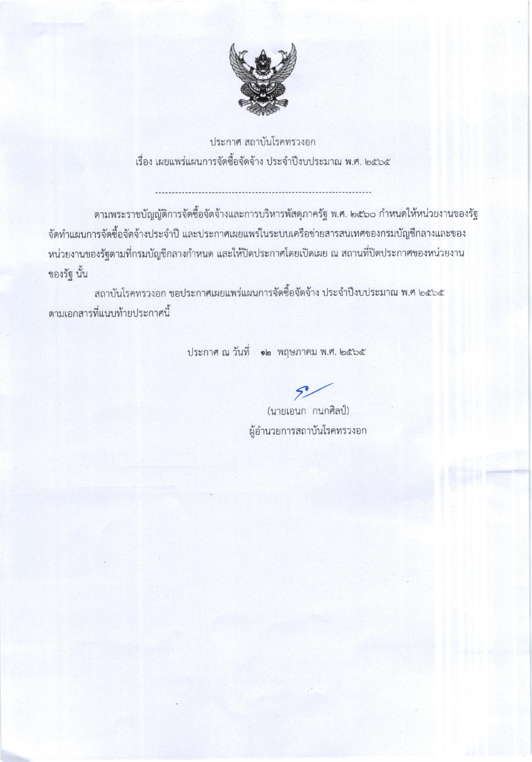ประกาศ สถาบันโรคทรวงอก

เรื่อง เผยแพร่แผนการจัดซื้อจัดจ้าง ประจำปีงบประมาณ พ.ศ. ๒๕๖๕

---

ตามพระราชบัญญัติการจัดซื้อจัดจ้างและการบริหารพัสดุภาครัฐ พ.ศ. ๒๕๖๐ กำหนดให้หน่วยงานของรัฐจัดทำแผนการจัดซื้อจัดจ้างประจำปี และประกาศเผยแพร่ในระบบเครือข่ายสารสนเทศของกรมบัญชีกลางและของหน่วยงานของรัฐตามที่กรมบัญชีกลางกำหนด และให้ปิดประกาศโดยเปิดเผย ณ สถานที่ปิดประกาศของหน่วยงานของรัฐ นั้น

สถาบันโรคทรวงอก ขอประกาศเผยแพร่แผนการจัดซื้อจัดจ้าง ประจำปีงบประมาณ พ.ศ ๒๕๖๕ ตามเอกสารที่แนบท้ายประกาศนี้

ประกาศ ณ วันที่ ๑๒ พฤษภาคม พ.ศ. ๒๕๖๕

(นายเอนก กนกศิลป์)

ผู้อำนวยการสถาบันโรคทรวงอก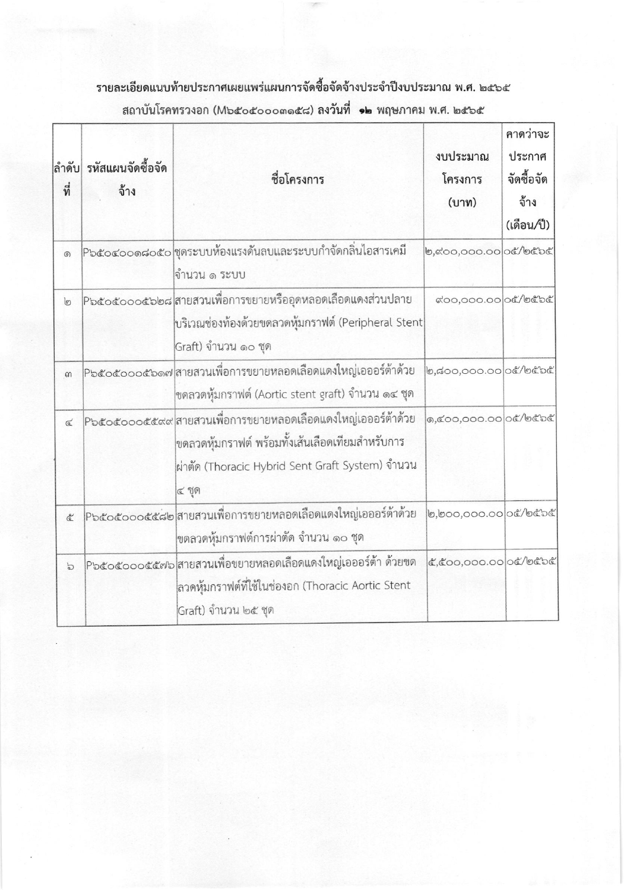**รายละเอียดแนบท้ายประกาศเผยแพร่แผนการจัดซื้อจัดจ้างประจำปีงบประมาณ พ.ศ. ๒๕๖๕**

**สถาบันโรคทรวงอก (M๖๕๐๕๐๐๐๓๑๕๘) ลงวันที่ ๑๒ พฤษภาคม พ.ศ. ๒๕๖๕**

| ลำดับที่ | รหัสแผนจัดซื้อจัดจ้าง | ชื่อโครงการ | งบประมาณโครงการ (บาท) | คาดว่าจะประกาศจัดซื้อจัดจ้าง (เดือน/ปี) |
|---|---|---|---|---|
| ๑ | P๖๕๐๔๐๐๑๘๐๕๐ | ชุดระบบห้องแรงดันลบและระบบกำจัดกลิ่นไอสารเคมี จำนวน ๑ ระบบ | ๒,๙๐๐,๐๐๐.๐๐ | ๐๕/๒๕๖๕ |
| ๒ | P๖๕๐๕๐๐๐๕๖๒๘ | สายสวนเพื่อการขยายหรืออุดหลอดเลือดแดงส่วนปลายบริเวณช่องท้องด้วยขดลวดหุ้มกราฟต์ (Peripheral Stent Graft) จำนวน ๑๐ ชุด | ๙๐๐,๐๐๐.๐๐ | ๐๕/๒๕๖๕ |
| ๓ | P๖๕๐๕๐๐๐๕๖๑๗ | สายสวนเพื่อการขยายหลอดเลือดแดงใหญ่เอออร์ต้าด้วยขดลวดหุ้มกราฟต์ (Aortic stent graft) จำนวน ๑๔ ชุด | ๒,๘๐๐,๐๐๐.๐๐ | ๐๕/๒๕๖๕ |
| ๔ | P๖๕๐๕๐๐๐๕๕๙๙ | สายสวนเพื่อการขยายหลอดเลือดแดงใหญ่เอออร์ต้าด้วยขดลวดหุ้มกราฟต์ พร้อมทั้งเส้นเลือดเทียมสำหรับการผ่าตัด (Thoracic Hybrid Sent Graft System) จำนวน ๔ ชุด | ๑,๔๐๐,๐๐๐.๐๐ | ๐๕/๒๕๖๕ |
| ๕ | P๖๕๐๕๐๐๐๕๕๘๒ | สายสวนเพื่อการขยายหลอดเลือดแดงใหญ่เอออร์ต้าด้วยขดลวดหุ้มกราฟต์การผ่าตัด จำนวน ๑๐ ชุด | ๒,๒๐๐,๐๐๐.๐๐ | ๐๕/๒๕๖๕ |
| ๖ | P๖๕๐๕๐๐๐๕๕๗๖ | สายสวนเพื่อขยายหลอดเลือดแดงใหญ่เอออร์ต้า ด้วยขดลวดหุ้มกราฟต์ที่ใช้ในช่องอก (Thoracic Aortic Stent Graft) จำนวน ๒๕ ชุด | ๕,๕๐๐,๐๐๐.๐๐ | ๐๕/๒๕๖๕ |